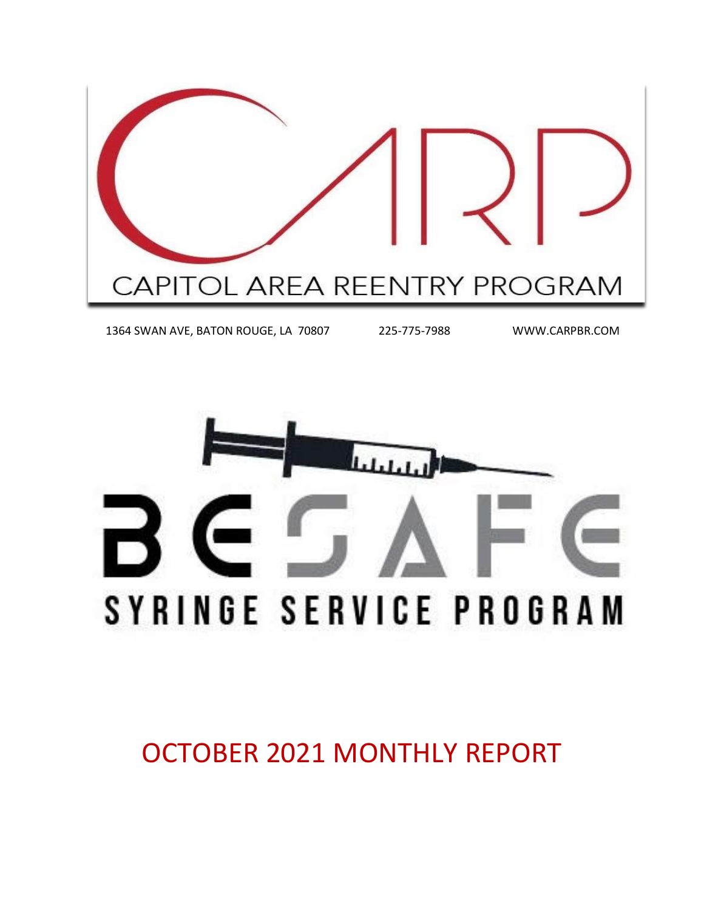# CARP

CAPITOL AREA REENTRY PROGRAM

1364 SWAN AVE, BATON ROUGE, LA 70807 225-775-7988 WWW.CARPBR.COM

# BE SAFE

SYRINGE SERVICE PROGRAM

## OCTOBER 2021 MONTHLY REPORT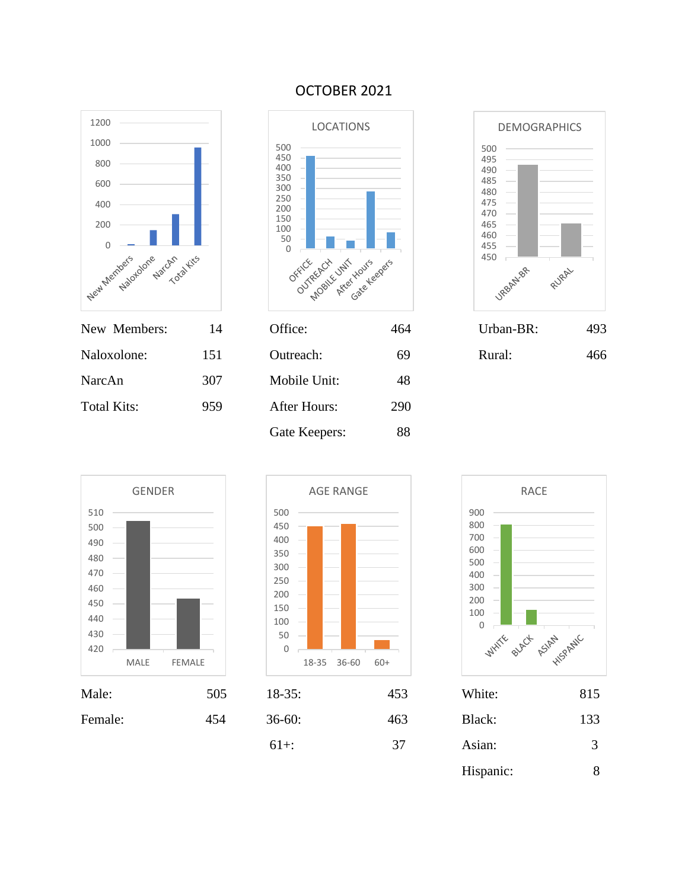# OCTOBER 2021

| | |
|---|---|
| New Members: | 14 |
| Naloxolone: | 151 |
| NarcAn | 307 |
| Total Kits: | 959 |

**LOCATIONS**

| | |
|---|---|
| Office: | 464 |
| Outreach: | 69 |
| Mobile Unit: | 48 |
| After Hours: | 290 |
| Gate Keepers: | 88 |

**DEMOGRAPHICS**

| | |
|---|---|
| Urban-BR: | 493 |
| Rural: | 466 |

**GENDER**

| | |
|---|---|
| Male: | 505 |
| Female: | 454 |

**AGE RANGE**

| | |
|---|---|
| 18-35: | 453 |
| 36-60: | 463 |
| 61+: | 37 |

**RACE**

| | |
|---|---|
| White: | 815 |
| Black: | 133 |
| Asian: | 3 |
| Hispanic: | 8 |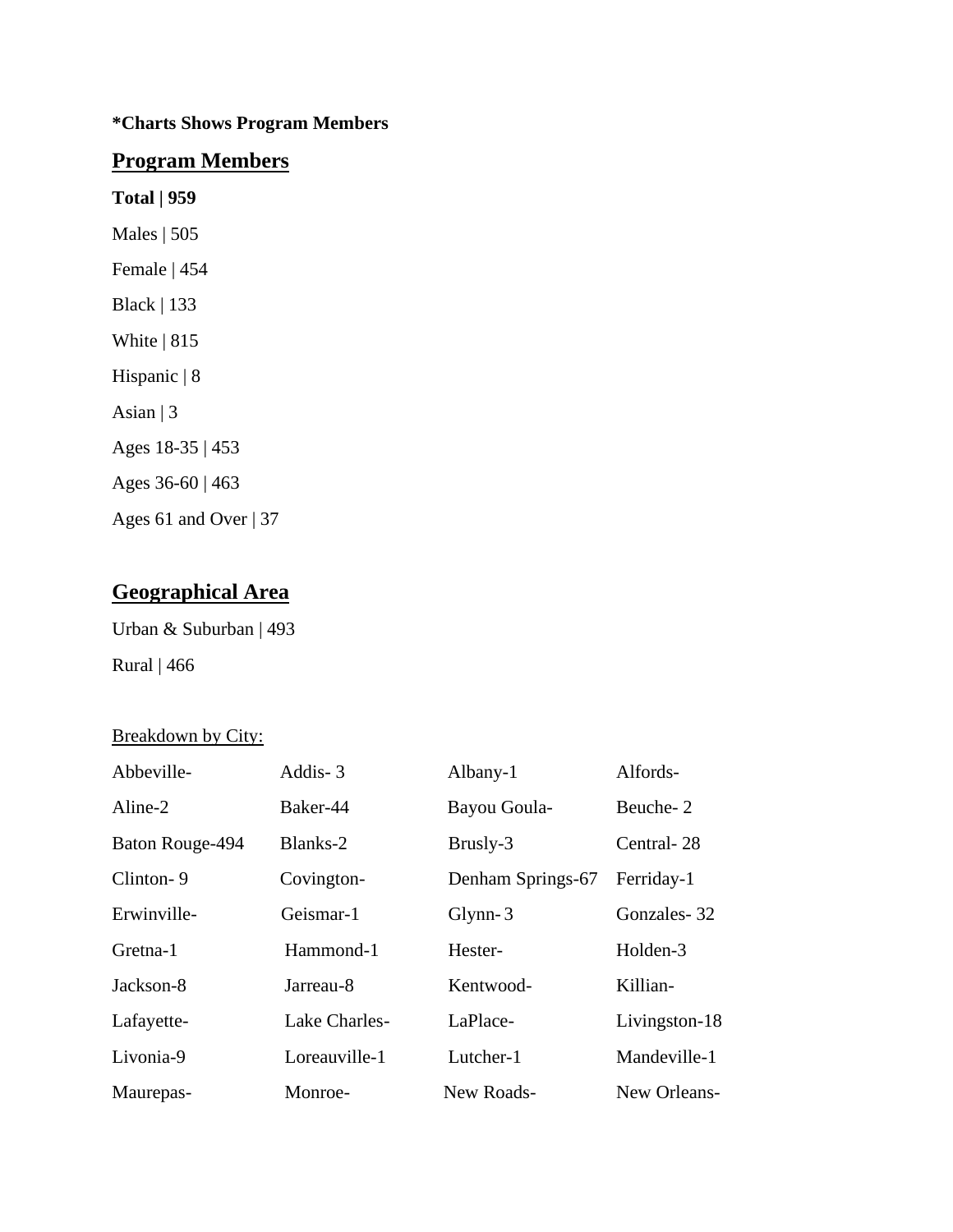**\*Charts Shows Program Members**

## Program Members

**Total | 959**

Males | 505

Female | 454

Black | 133

White | 815

Hispanic | 8

Asian | 3

Ages 18-35 | 453

Ages 36-60 | 463

Ages 61 and Over | 37

## Geographical Area

Urban & Suburban | 493

Rural | 466

Breakdown by City:

| | | | |
|---|---|---|---|
| Abbeville- | Addis- 3 | Albany-1 | Alfords- |
| Aline-2 | Baker-44 | Bayou Goula- | Beuche- 2 |
| Baton Rouge-494 | Blanks-2 | Brusly-3 | Central- 28 |
| Clinton- 9 | Covington- | Denham Springs-67 | Ferriday-1 |
| Erwinville- | Geismar-1 | Glynn- 3 | Gonzales- 32 |
| Gretna-1 | Hammond-1 | Hester- | Holden-3 |
| Jackson-8 | Jarreau-8 | Kentwood- | Killian- |
| Lafayette- | Lake Charles- | LaPlace- | Livingston-18 |
| Livonia-9 | Loreauville-1 | Lutcher-1 | Mandeville-1 |
| Maurepas- | Monroe- | New Roads- | New Orleans- |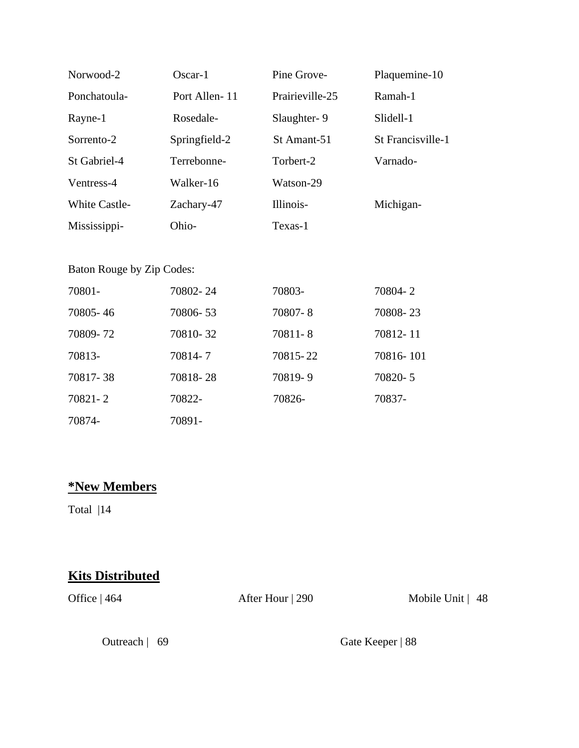| | | | |
|---|---|---|---|
| Norwood-2 | Oscar-1 | Pine Grove- | Plaquemine-10 |
| Ponchatoula- | Port Allen- 11 | Prairieville-25 | Ramah-1 |
| Rayne-1 | Rosedale- | Slaughter- 9 | Slidell-1 |
| Sorrento-2 | Springfield-2 | St Amant-51 | St Francisville-1 |
| St Gabriel-4 | Terrebonne- | Torbert-2 | Varnado- |
| Ventress-4 | Walker-16 | Watson-29 | |
| White Castle- | Zachary-47 | Illinois- | Michigan- |
| Mississippi- | Ohio- | Texas-1 | |

Baton Rouge by Zip Codes:

| | | | |
|---|---|---|---|
| 70801- | 70802- 24 | 70803- | 70804- 2 |
| 70805- 46 | 70806- 53 | 70807- 8 | 70808- 23 |
| 70809- 72 | 70810- 32 | 70811- 8 | 70812- 11 |
| 70813- | 70814- 7 | 70815- 22 | 70816- 101 |
| 70817- 38 | 70818- 28 | 70819- 9 | 70820- 5 |
| 70821- 2 | 70822- | 70826- | 70837- |
| 70874- | 70891- | | |

## *New Members

Total |14

## Kits Distributed

Office | 464 After Hour | 290 Mobile Unit | 48

Outreach | 69 Gate Keeper | 88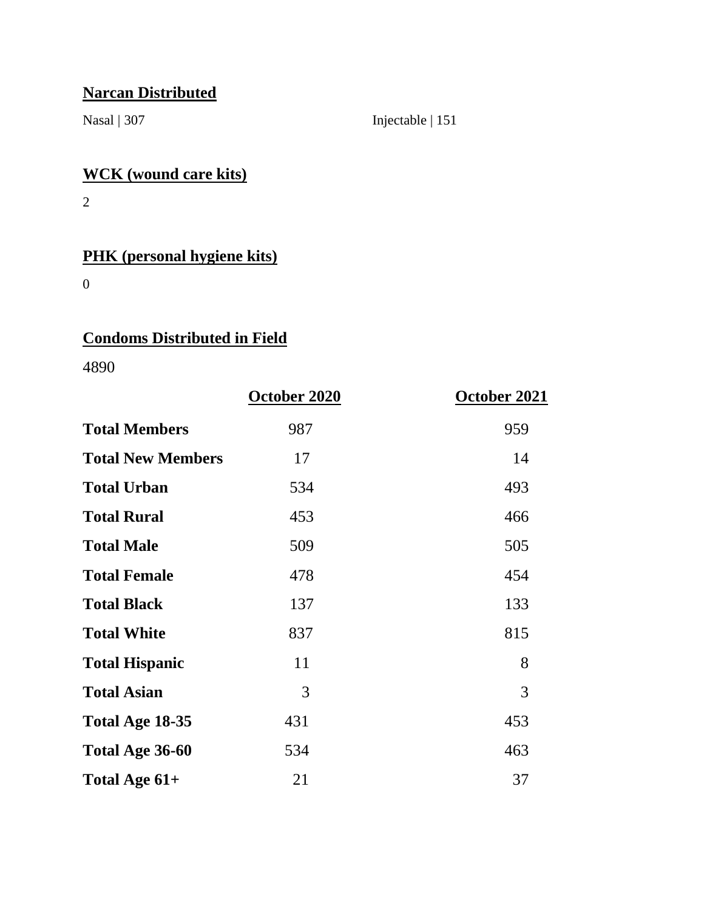**Narcan Distributed**

Nasal | 307

Injectable | 151

**WCK (wound care kits)**

2

**PHK (personal hygiene kits)**

0

**Condoms Distributed in Field**

4890

| | October 2020 | October 2021 |
|---|---|---|
| **Total Members** | 987 | 959 |
| **Total New Members** | 17 | 14 |
| **Total Urban** | 534 | 493 |
| **Total Rural** | 453 | 466 |
| **Total Male** | 509 | 505 |
| **Total Female** | 478 | 454 |
| **Total Black** | 137 | 133 |
| **Total White** | 837 | 815 |
| **Total Hispanic** | 11 | 8 |
| **Total Asian** | 3 | 3 |
| **Total Age 18-35** | 431 | 453 |
| **Total Age 36-60** | 534 | 463 |
| **Total Age 61+** | 21 | 37 |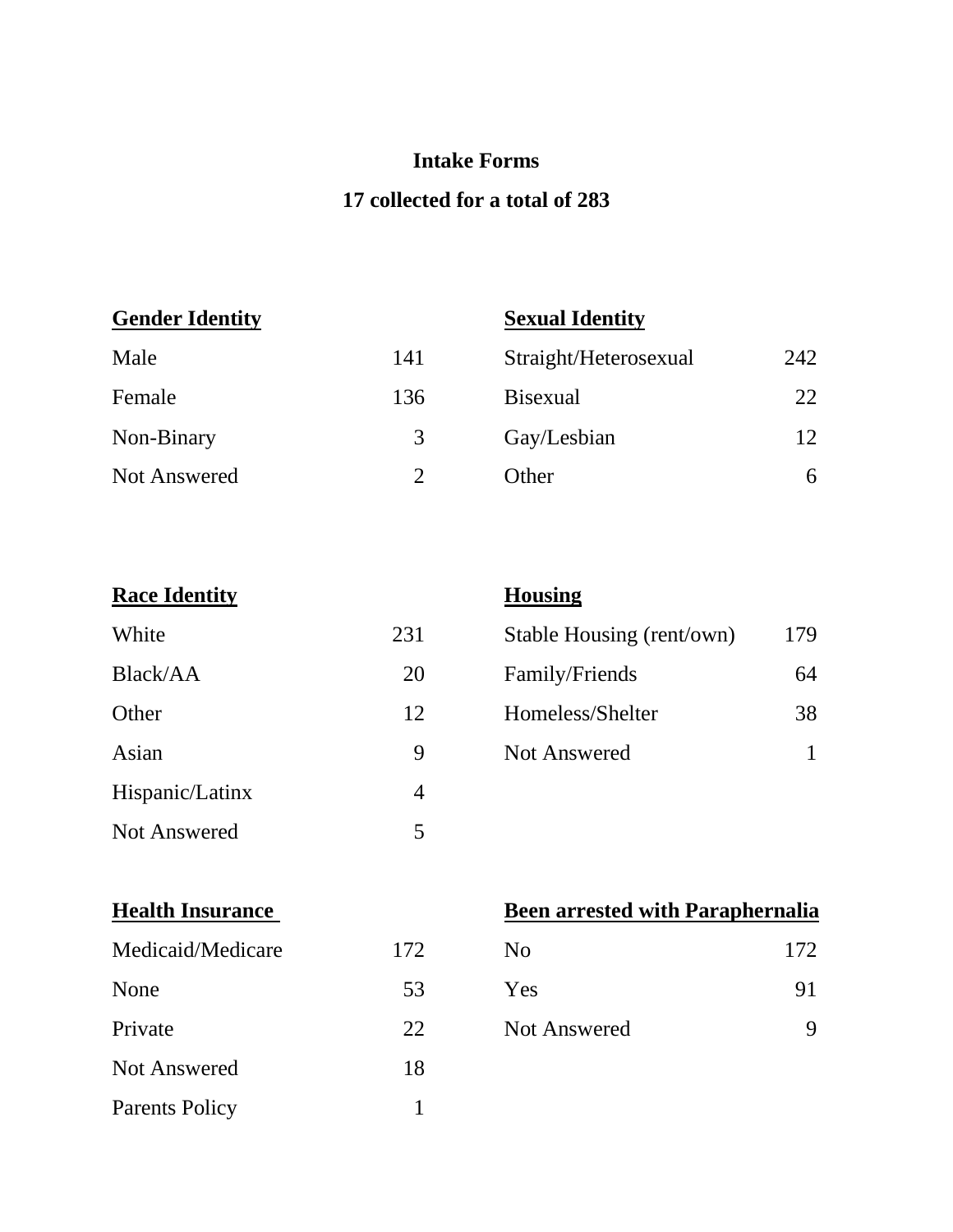## Intake Forms

## 17 collected for a total of 283

| Gender Identity | |
|---|---|
| Male | 141 |
| Female | 136 |
| Non-Binary | 3 |
| Not Answered | 2 |

| Sexual Identity | |
|---|---|
| Straight/Heterosexual | 242 |
| Bisexual | 22 |
| Gay/Lesbian | 12 |
| Other | 6 |

| Race Identity | |
|---|---|
| White | 231 |
| Black/AA | 20 |
| Other | 12 |
| Asian | 9 |
| Hispanic/Latinx | 4 |
| Not Answered | 5 |

| Housing | |
|---|---|
| Stable Housing (rent/own) | 179 |
| Family/Friends | 64 |
| Homeless/Shelter | 38 |
| Not Answered | 1 |

| Health Insurance | |
|---|---|
| Medicaid/Medicare | 172 |
| None | 53 |
| Private | 22 |
| Not Answered | 18 |
| Parents Policy | 1 |

| Been arrested with Paraphernalia | |
|---|---|
| No | 172 |
| Yes | 91 |
| Not Answered | 9 |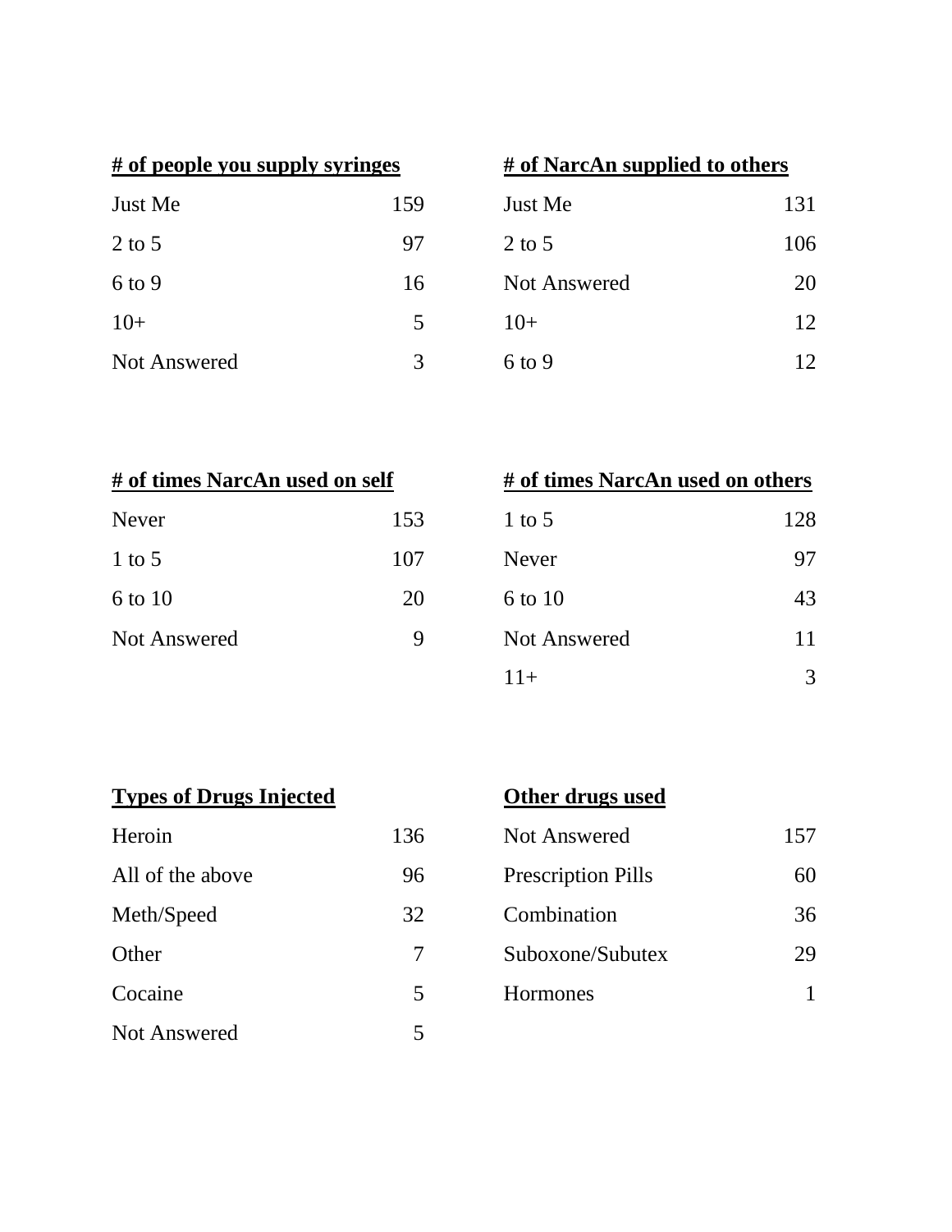| # of people you supply syringes | |
|---|---|
| Just Me | 159 |
| 2 to 5 | 97 |
| 6 to 9 | 16 |
| 10+ | 5 |
| Not Answered | 3 |

| # of NarcAn supplied to others | |
|---|---|
| Just Me | 131 |
| 2 to 5 | 106 |
| Not Answered | 20 |
| 10+ | 12 |
| 6 to 9 | 12 |

| # of times NarcAn used on self | |
|---|---|
| Never | 153 |
| 1 to 5 | 107 |
| 6 to 10 | 20 |
| Not Answered | 9 |

| # of times NarcAn used on others | |
|---|---|
| 1 to 5 | 128 |
| Never | 97 |
| 6 to 10 | 43 |
| Not Answered | 11 |
| 11+ | 3 |

| Types of Drugs Injected | |
|---|---|
| Heroin | 136 |
| All of the above | 96 |
| Meth/Speed | 32 |
| Other | 7 |
| Cocaine | 5 |
| Not Answered | 5 |

| Other drugs used | |
|---|---|
| Not Answered | 157 |
| Prescription Pills | 60 |
| Combination | 36 |
| Suboxone/Subutex | 29 |
| Hormones | 1 |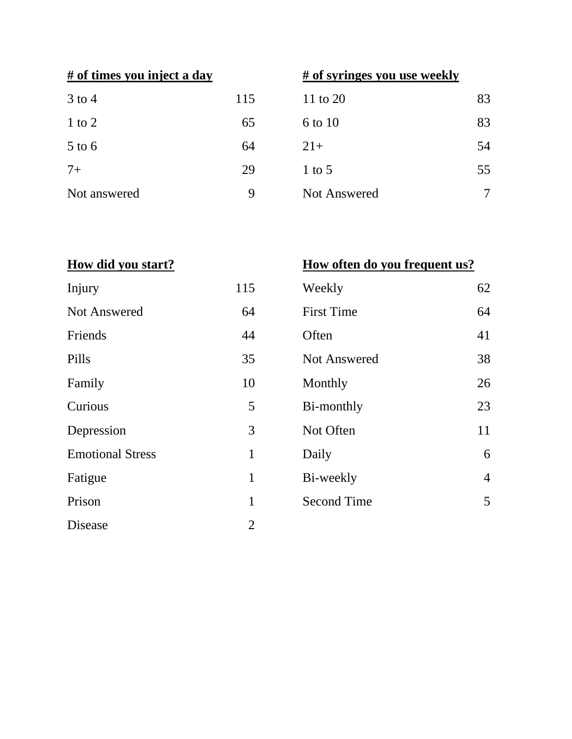**# of times you inject a day**

| | |
|---|---|
| 3 to 4 | 115 |
| 1 to 2 | 65 |
| 5 to 6 | 64 |
| 7+ | 29 |
| Not answered | 9 |

**# of syringes you use weekly**

| | |
|---|---|
| 11 to 20 | 83 |
| 6 to 10 | 83 |
| 21+ | 54 |
| 1 to 5 | 55 |
| Not Answered | 7 |

**How did you start?**

| | |
|---|---|
| Injury | 115 |
| Not Answered | 64 |
| Friends | 44 |
| Pills | 35 |
| Family | 10 |
| Curious | 5 |
| Depression | 3 |
| Emotional Stress | 1 |
| Fatigue | 1 |
| Prison | 1 |
| Disease | 2 |

**How often do you frequent us?**

| | |
|---|---|
| Weekly | 62 |
| First Time | 64 |
| Often | 41 |
| Not Answered | 38 |
| Monthly | 26 |
| Bi-monthly | 23 |
| Not Often | 11 |
| Daily | 6 |
| Bi-weekly | 4 |
| Second Time | 5 |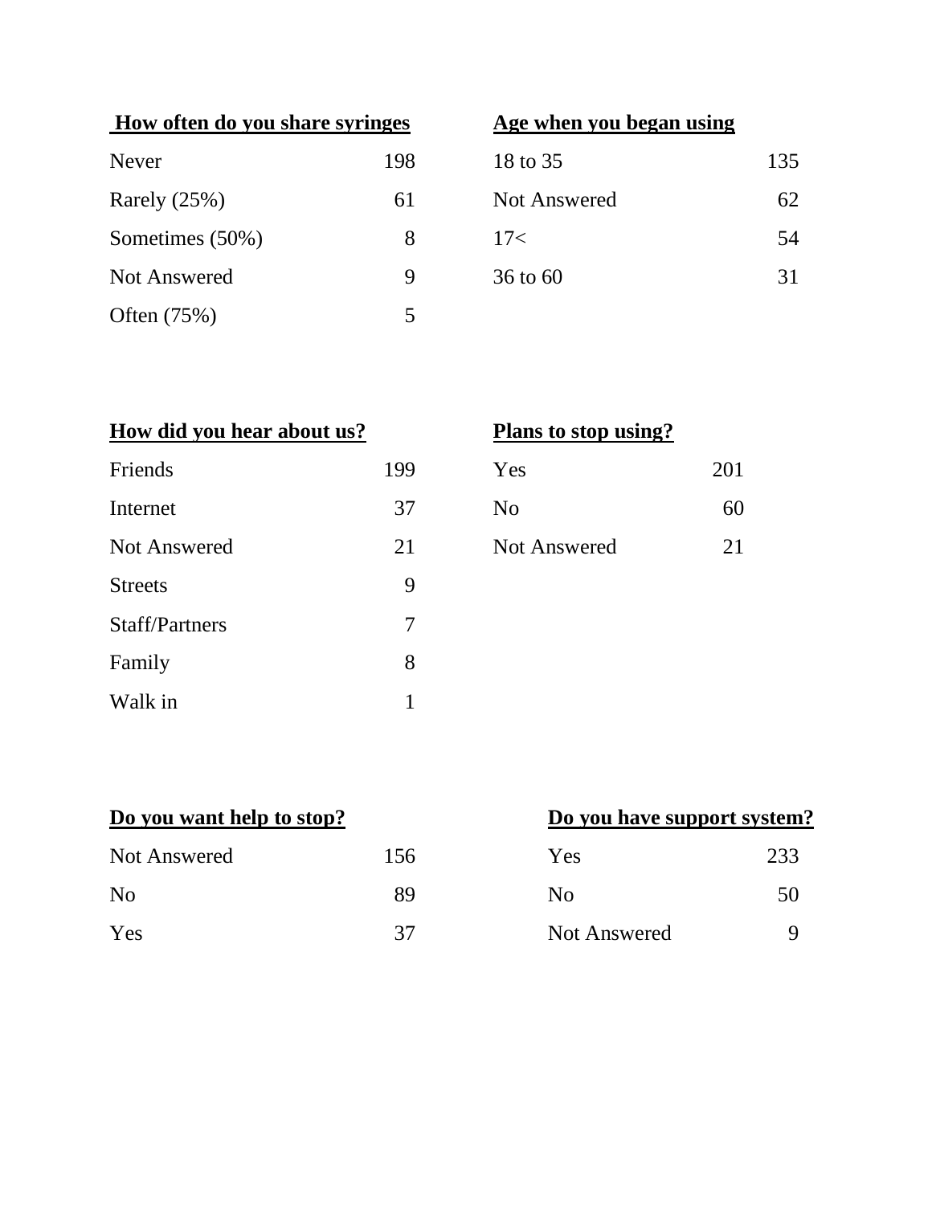**How often do you share syringes**

| | |
|---|---|
| Never | 198 |
| Rarely (25%) | 61 |
| Sometimes (50%) | 8 |
| Not Answered | 9 |
| Often (75%) | 5 |

**Age when you began using**

| | |
|---|---|
| 18 to 35 | 135 |
| Not Answered | 62 |
| 17< | 54 |
| 36 to 60 | 31 |

**How did you hear about us?**

| | |
|---|---|
| Friends | 199 |
| Internet | 37 |
| Not Answered | 21 |
| Streets | 9 |
| Staff/Partners | 7 |
| Family | 8 |
| Walk in | 1 |

**Plans to stop using?**

| | |
|---|---|
| Yes | 201 |
| No | 60 |
| Not Answered | 21 |

**Do you want help to stop?**

| | |
|---|---|
| Not Answered | 156 |
| No | 89 |
| Yes | 37 |

**Do you have support system?**

| | |
|---|---|
| Yes | 233 |
| No | 50 |
| Not Answered | 9 |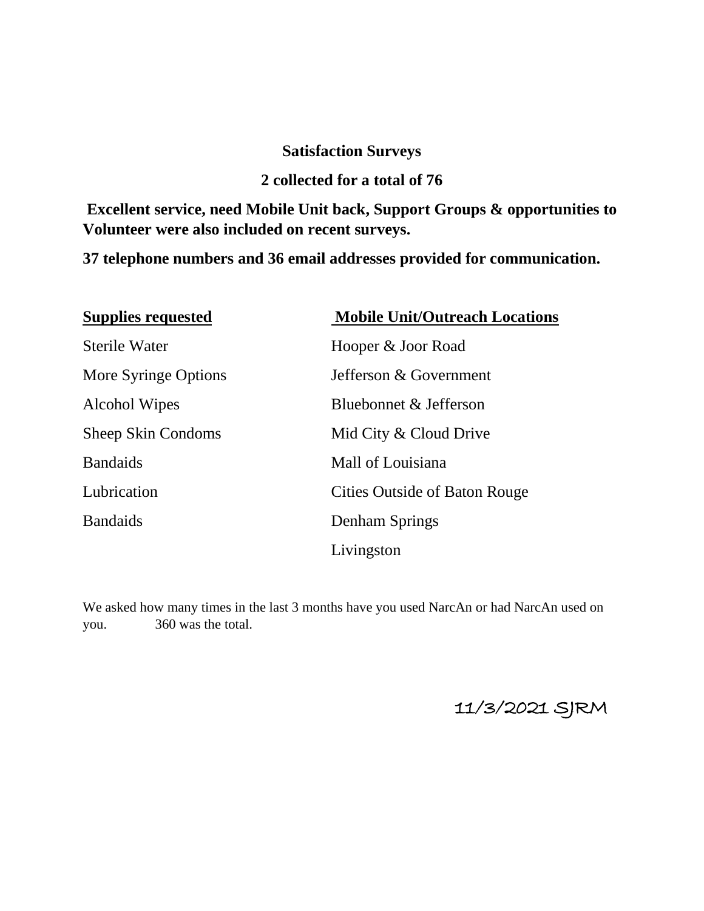**Satisfaction Surveys**

**2 collected for a total of 76**

**Excellent service, need Mobile Unit back, Support Groups & opportunities to Volunteer were also included on recent surveys.**

**37 telephone numbers and 36 email addresses provided for communication.**

| **Supplies requested** | **Mobile Unit/Outreach Locations** |
|---|---|
| Sterile Water | Hooper & Joor Road |
| More Syringe Options | Jefferson & Government |
| Alcohol Wipes | Bluebonnet & Jefferson |
| Sheep Skin Condoms | Mid City & Cloud Drive |
| Bandaids | Mall of Louisiana |
| Lubrication | Cities Outside of Baton Rouge |
| Bandaids | Denham Springs |
| | Livingston |

We asked how many times in the last 3 months have you used NarcAn or had NarcAn used on you. 360 was the total.

11/3/2021 SJRM